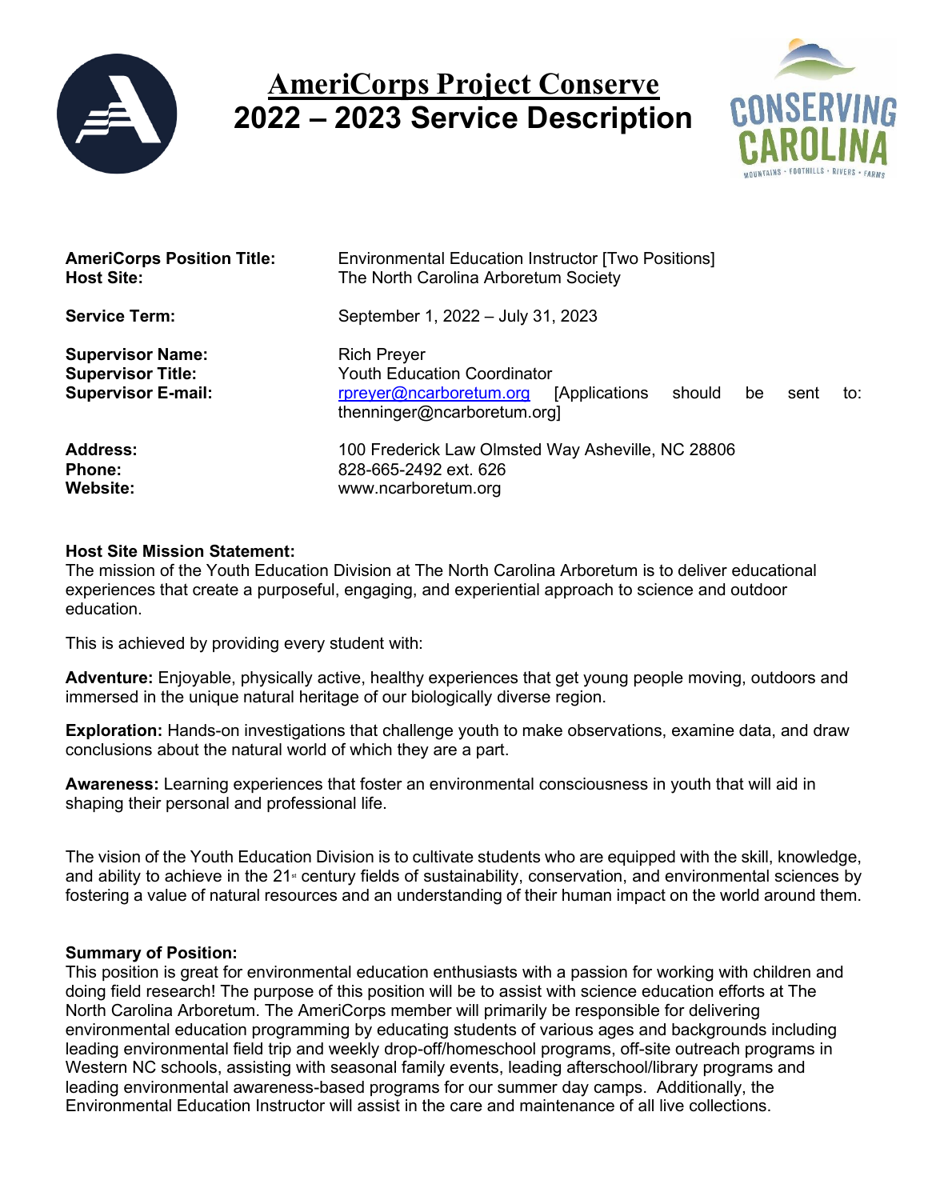# AmeriCorps Project Conserve
# 2022 – 2023 Service Description

| | |
|---|---|
| **AmeriCorps Position Title:** | Environmental Education Instructor [Two Positions] |
| **Host Site:** | The North Carolina Arboretum Society |
| **Service Term:** | September 1, 2022 – July 31, 2023 |
| **Supervisor Name:** | Rich Preyer |
| **Supervisor Title:** | Youth Education Coordinator |
| **Supervisor E-mail:** | rpreyer@ncarboretum.org [Applications should be sent to: thenninger@ncarboretum.org] |
| **Address:** | 100 Frederick Law Olmsted Way Asheville, NC 28806 |
| **Phone:** | 828-665-2492 ext. 626 |
| **Website:** | www.ncarboretum.org |

**Host Site Mission Statement:**
The mission of the Youth Education Division at The North Carolina Arboretum is to deliver educational experiences that create a purposeful, engaging, and experiential approach to science and outdoor education.

This is achieved by providing every student with:

**Adventure:** Enjoyable, physically active, healthy experiences that get young people moving, outdoors and immersed in the unique natural heritage of our biologically diverse region.

**Exploration:** Hands-on investigations that challenge youth to make observations, examine data, and draw conclusions about the natural world of which they are a part.

**Awareness:** Learning experiences that foster an environmental consciousness in youth that will aid in shaping their personal and professional life.

The vision of the Youth Education Division is to cultivate students who are equipped with the skill, knowledge, and ability to achieve in the 21st century fields of sustainability, conservation, and environmental sciences by fostering a value of natural resources and an understanding of their human impact on the world around them.

**Summary of Position:**
This position is great for environmental education enthusiasts with a passion for working with children and doing field research! The purpose of this position will be to assist with science education efforts at The North Carolina Arboretum. The AmeriCorps member will primarily be responsible for delivering environmental education programming by educating students of various ages and backgrounds including leading environmental field trip and weekly drop-off/homeschool programs, off-site outreach programs in Western NC schools, assisting with seasonal family events, leading afterschool/library programs and leading environmental awareness-based programs for our summer day camps. Additionally, the Environmental Education Instructor will assist in the care and maintenance of all live collections.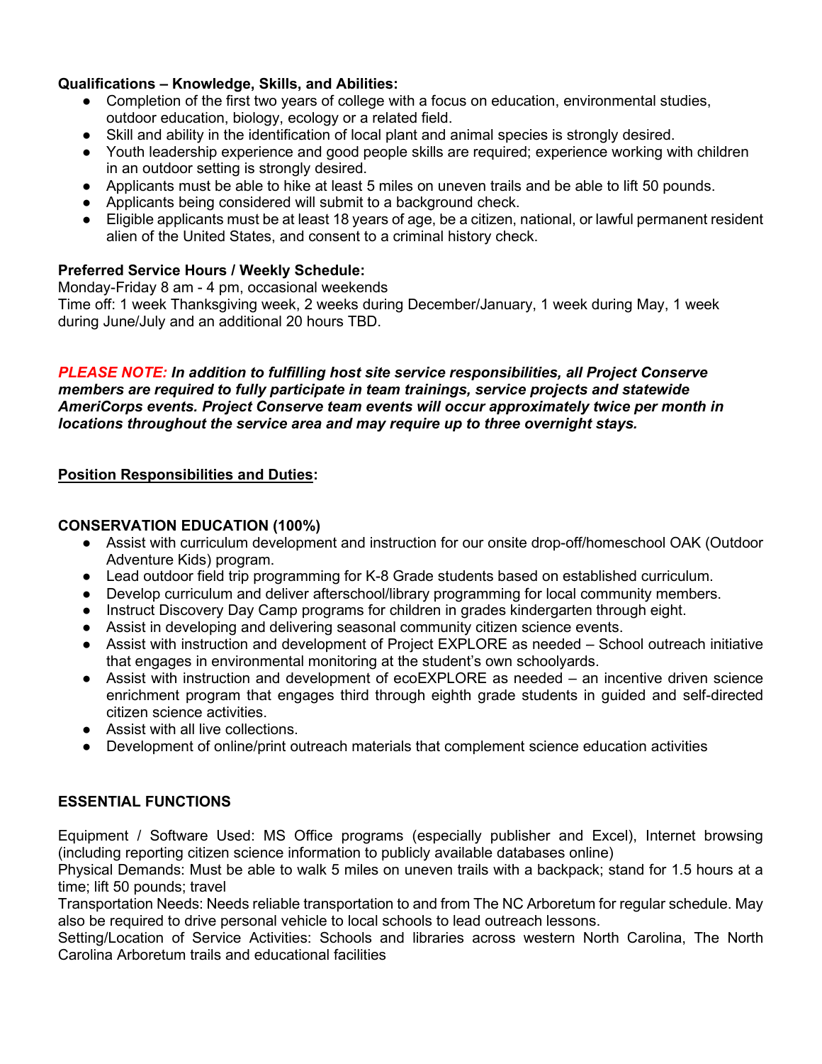**Qualifications – Knowledge, Skills, and Abilities:**

- Completion of the first two years of college with a focus on education, environmental studies, outdoor education, biology, ecology or a related field.
- Skill and ability in the identification of local plant and animal species is strongly desired.
- Youth leadership experience and good people skills are required; experience working with children in an outdoor setting is strongly desired.
- Applicants must be able to hike at least 5 miles on uneven trails and be able to lift 50 pounds.
- Applicants being considered will submit to a background check.
- Eligible applicants must be at least 18 years of age, be a citizen, national, or lawful permanent resident alien of the United States, and consent to a criminal history check.

**Preferred Service Hours / Weekly Schedule:**

Monday-Friday 8 am - 4 pm, occasional weekends

Time off: 1 week Thanksgiving week, 2 weeks during December/January, 1 week during May, 1 week during June/July and an additional 20 hours TBD.

***PLEASE NOTE: In addition to fulfilling host site service responsibilities, all Project Conserve members are required to fully participate in team trainings, service projects and statewide AmeriCorps events. Project Conserve team events will occur approximately twice per month in locations throughout the service area and may require up to three overnight stays.***

**Position Responsibilities and Duties:**

**CONSERVATION EDUCATION (100%)**

- Assist with curriculum development and instruction for our onsite drop-off/homeschool OAK (Outdoor Adventure Kids) program.
- Lead outdoor field trip programming for K-8 Grade students based on established curriculum.
- Develop curriculum and deliver afterschool/library programming for local community members.
- Instruct Discovery Day Camp programs for children in grades kindergarten through eight.
- Assist in developing and delivering seasonal community citizen science events.
- Assist with instruction and development of Project EXPLORE as needed – School outreach initiative that engages in environmental monitoring at the student's own schoolyards.
- Assist with instruction and development of ecoEXPLORE as needed – an incentive driven science enrichment program that engages third through eighth grade students in guided and self-directed citizen science activities.
- Assist with all live collections.
- Development of online/print outreach materials that complement science education activities

**ESSENTIAL FUNCTIONS**

Equipment / Software Used: MS Office programs (especially publisher and Excel), Internet browsing (including reporting citizen science information to publicly available databases online)

Physical Demands: Must be able to walk 5 miles on uneven trails with a backpack; stand for 1.5 hours at a time; lift 50 pounds; travel

Transportation Needs: Needs reliable transportation to and from The NC Arboretum for regular schedule. May also be required to drive personal vehicle to local schools to lead outreach lessons.

Setting/Location of Service Activities: Schools and libraries across western North Carolina, The North Carolina Arboretum trails and educational facilities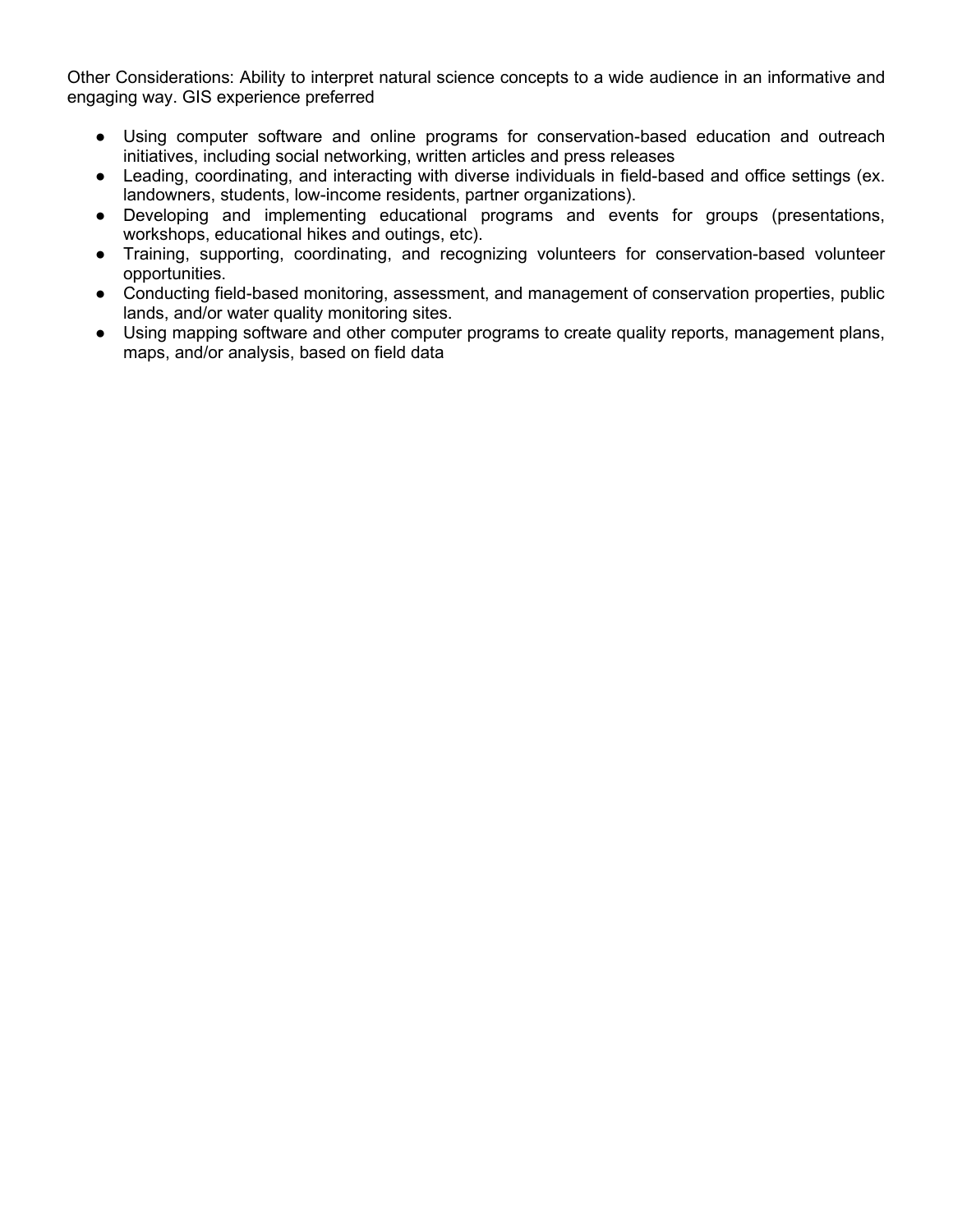Other Considerations: Ability to interpret natural science concepts to a wide audience in an informative and engaging way. GIS experience preferred

- Using computer software and online programs for conservation-based education and outreach initiatives, including social networking, written articles and press releases
- Leading, coordinating, and interacting with diverse individuals in field-based and office settings (ex. landowners, students, low-income residents, partner organizations).
- Developing and implementing educational programs and events for groups (presentations, workshops, educational hikes and outings, etc).
- Training, supporting, coordinating, and recognizing volunteers for conservation-based volunteer opportunities.
- Conducting field-based monitoring, assessment, and management of conservation properties, public lands, and/or water quality monitoring sites.
- Using mapping software and other computer programs to create quality reports, management plans, maps, and/or analysis, based on field data